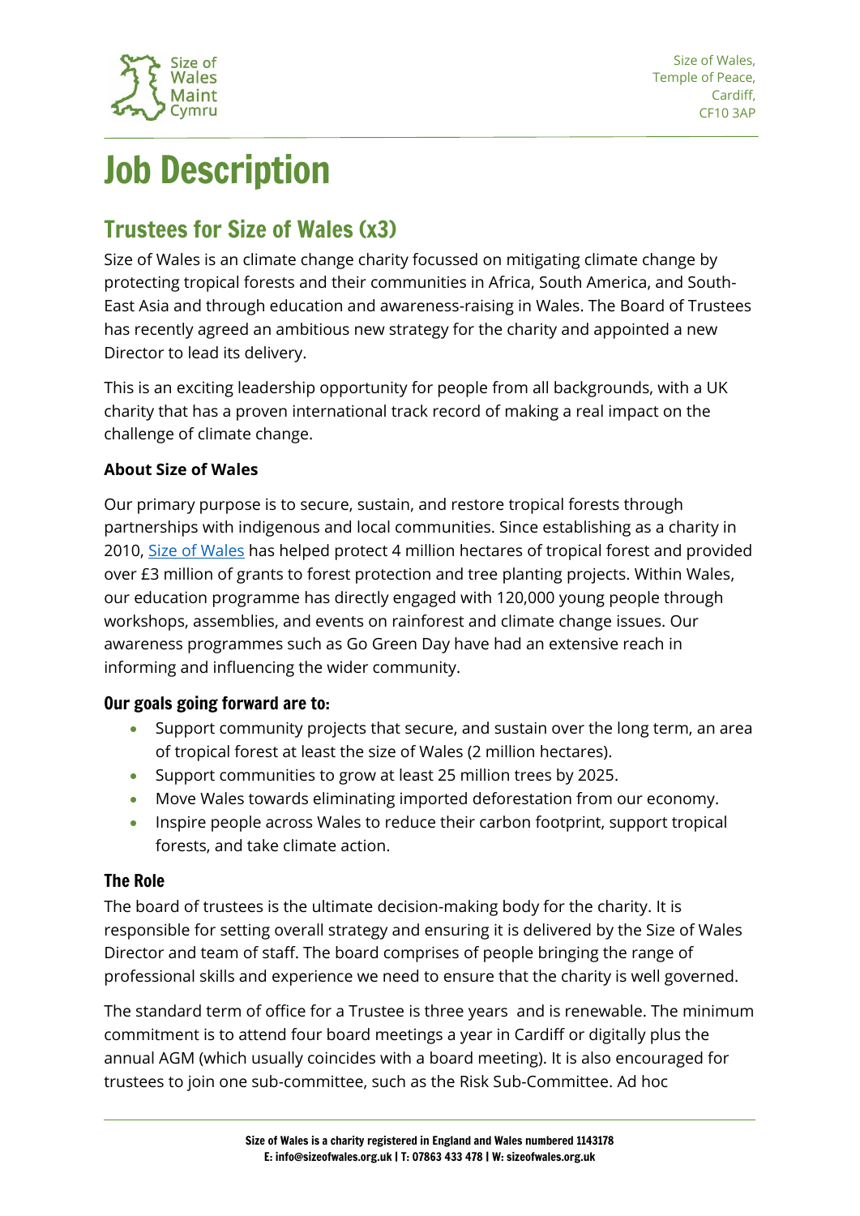Size of Wales, Temple of Peace, Cardiff, CF10 3AP

# Job Description

## Trustees for Size of Wales (x3)

Size of Wales is an climate change charity focussed on mitigating climate change by protecting tropical forests and their communities in Africa, South America, and South-East Asia and through education and awareness-raising in Wales. The Board of Trustees has recently agreed an ambitious new strategy for the charity and appointed a new Director to lead its delivery.

This is an exciting leadership opportunity for people from all backgrounds, with a UK charity that has a proven international track record of making a real impact on the challenge of climate change.

**About Size of Wales**

Our primary purpose is to secure, sustain, and restore tropical forests through partnerships with indigenous and local communities. Since establishing as a charity in 2010, Size of Wales has helped protect 4 million hectares of tropical forest and provided over £3 million of grants to forest protection and tree planting projects. Within Wales, our education programme has directly engaged with 120,000 young people through workshops, assemblies, and events on rainforest and climate change issues. Our awareness programmes such as Go Green Day have had an extensive reach in informing and influencing the wider community.

### Our goals going forward are to:

- Support community projects that secure, and sustain over the long term, an area of tropical forest at least the size of Wales (2 million hectares).
- Support communities to grow at least 25 million trees by 2025.
- Move Wales towards eliminating imported deforestation from our economy.
- Inspire people across Wales to reduce their carbon footprint, support tropical forests, and take climate action.

### The Role

The board of trustees is the ultimate decision-making body for the charity. It is responsible for setting overall strategy and ensuring it is delivered by the Size of Wales Director and team of staff. The board comprises of people bringing the range of professional skills and experience we need to ensure that the charity is well governed.

The standard term of office for a Trustee is three years and is renewable. The minimum commitment is to attend four board meetings a year in Cardiff or digitally plus the annual AGM (which usually coincides with a board meeting). It is also encouraged for trustees to join one sub-committee, such as the Risk Sub-Committee. Ad hoc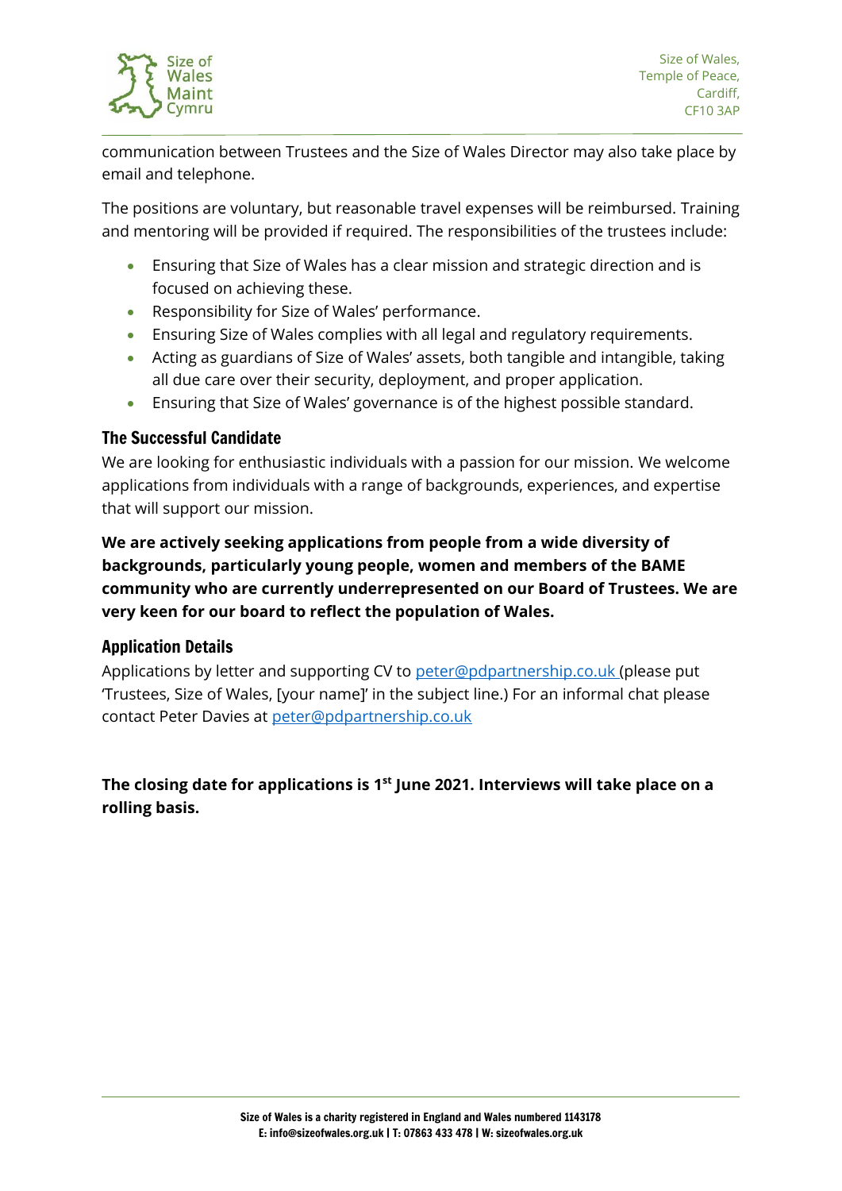communication between Trustees and the Size of Wales Director may also take place by email and telephone.

The positions are voluntary, but reasonable travel expenses will be reimbursed. Training and mentoring will be provided if required. The responsibilities of the trustees include:

- Ensuring that Size of Wales has a clear mission and strategic direction and is focused on achieving these.
- Responsibility for Size of Wales' performance.
- Ensuring Size of Wales complies with all legal and regulatory requirements.
- Acting as guardians of Size of Wales' assets, both tangible and intangible, taking all due care over their security, deployment, and proper application.
- Ensuring that Size of Wales' governance is of the highest possible standard.

### The Successful Candidate

We are looking for enthusiastic individuals with a passion for our mission. We welcome applications from individuals with a range of backgrounds, experiences, and expertise that will support our mission.

**We are actively seeking applications from people from a wide diversity of backgrounds, particularly young people, women and members of the BAME community who are currently underrepresented on our Board of Trustees. We are very keen for our board to reflect the population of Wales.**

### Application Details

Applications by letter and supporting CV to peter@pdpartnership.co.uk (please put 'Trustees, Size of Wales, [your name]' in the subject line.) For an informal chat please contact Peter Davies at peter@pdpartnership.co.uk

**The closing date for applications is 1st June 2021. Interviews will take place on a rolling basis.**